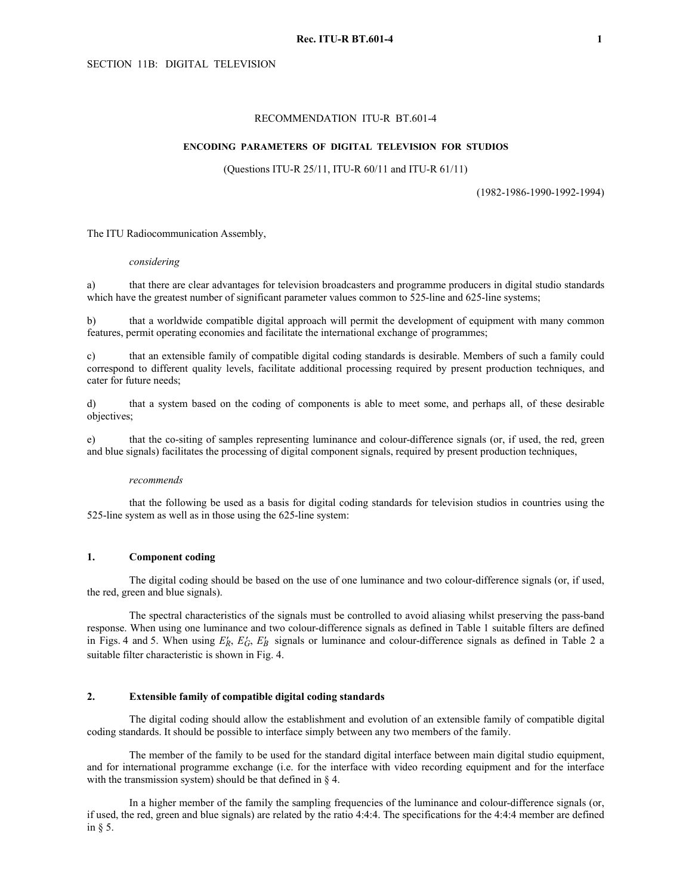SECTION 11B: DIGITAL TELEVISION

# RECOMMENDATION ITU-R BT.601-4

## ENCODING PARAMETERS OF DIGITAL TELEVISION FOR STUDIOS

(Questions ITU-R 25/11, ITU-R 60/11 and ITU-R 61/11)

(1982-1986-1990-1992-1994)

The ITU Radiocommunication Assembly,

*considering*

a) that there are clear advantages for television broadcasters and programme producers in digital studio standards which have the greatest number of significant parameter values common to 525-line and 625-line systems;

b) that a worldwide compatible digital approach will permit the development of equipment with many common features, permit operating economies and facilitate the international exchange of programmes;

c) that an extensible family of compatible digital coding standards is desirable. Members of such a family could correspond to different quality levels, facilitate additional processing required by present production techniques, and cater for future needs;

d) that a system based on the coding of components is able to meet some, and perhaps all, of these desirable objectives;

e) that the co-siting of samples representing luminance and colour-difference signals (or, if used, the red, green and blue signals) facilitates the processing of digital component signals, required by present production techniques,

*recommends*

that the following be used as a basis for digital coding standards for television studios in countries using the 525-line system as well as in those using the 625-line system:

### 1. Component coding

The digital coding should be based on the use of one luminance and two colour-difference signals (or, if used, the red, green and blue signals).

The spectral characteristics of the signals must be controlled to avoid aliasing whilst preserving the pass-band response. When using one luminance and two colour-difference signals as defined in Table 1 suitable filters are defined in Figs. 4 and 5. When using $E'_R$, $E'_G$, $E'_B$ signals or luminance and colour-difference signals as defined in Table 2 a suitable filter characteristic is shown in Fig. 4.

### 2. Extensible family of compatible digital coding standards

The digital coding should allow the establishment and evolution of an extensible family of compatible digital coding standards. It should be possible to interface simply between any two members of the family.

The member of the family to be used for the standard digital interface between main digital studio equipment, and for international programme exchange (i.e. for the interface with video recording equipment and for the interface with the transmission system) should be that defined in § 4.

In a higher member of the family the sampling frequencies of the luminance and colour-difference signals (or, if used, the red, green and blue signals) are related by the ratio 4:4:4. The specifications for the 4:4:4 member are defined in § 5.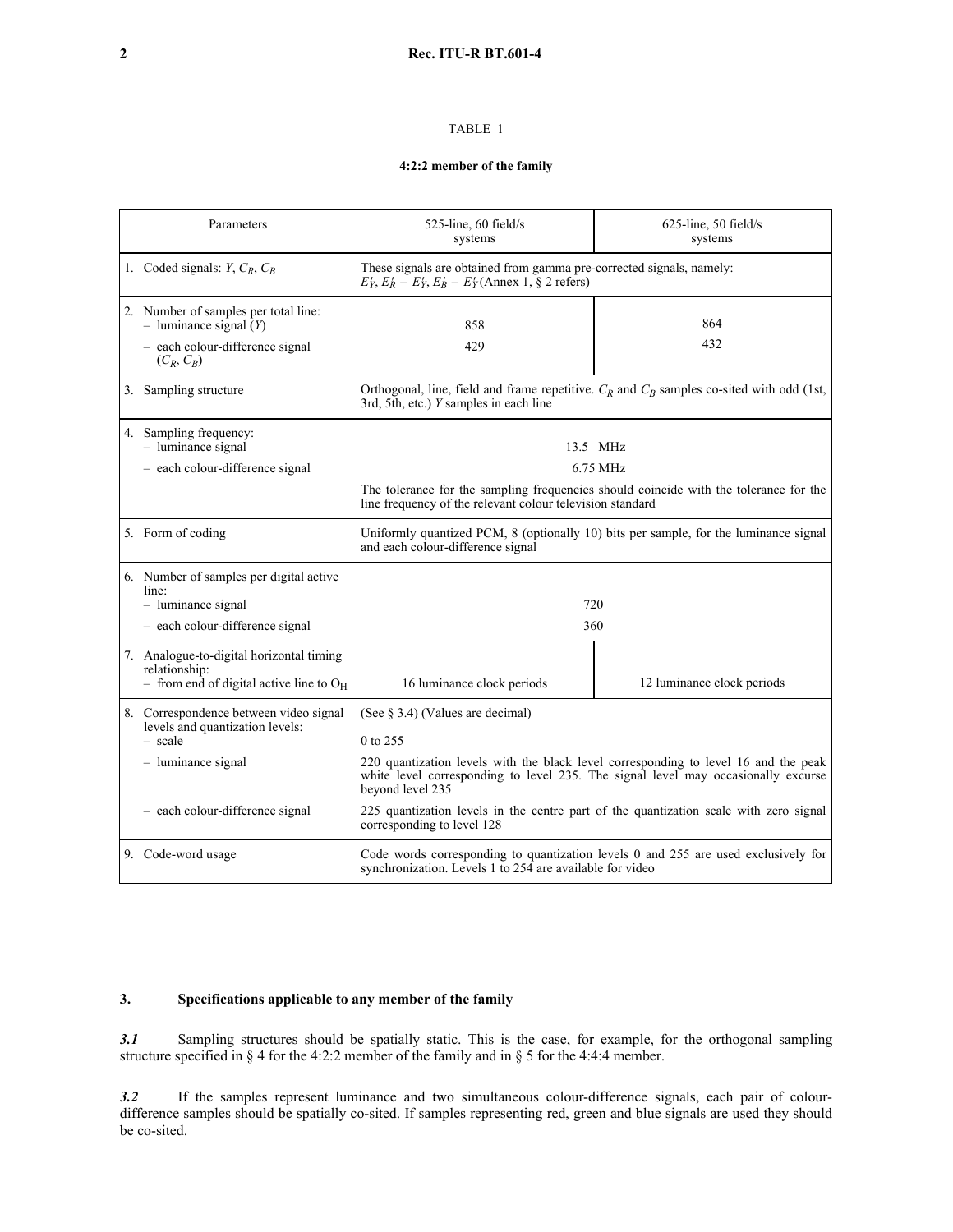TABLE 1

**4:2:2 member of the family**

| Parameters | 525-line, 60 field/s systems | 625-line, 50 field/s systems |
|---|---|---|
| 1. Coded signals: $Y$, $C_R$, $C_B$ | These signals are obtained from gamma pre-corrected signals, namely: $E'_Y$, $E'_R - E'_Y$, $E'_B - E'_Y$ (Annex 1, § 2 refers) | |
| 2. Number of samples per total line:<br>– luminance signal ($Y$)<br>– each colour-difference signal ($C_R$, $C_B$) | <br>858<br>429 | <br>864<br>432 |
| 3. Sampling structure | Orthogonal, line, field and frame repetitive. $C_R$ and $C_B$ samples co-sited with odd (1st, 3rd, 5th, etc.) $Y$ samples in each line | |
| 4. Sampling frequency:<br>– luminance signal<br>– each colour-difference signal | 13.5 MHz<br>6.75 MHz<br>The tolerance for the sampling frequencies should coincide with the tolerance for the line frequency of the relevant colour television standard | |
| 5. Form of coding | Uniformly quantized PCM, 8 (optionally 10) bits per sample, for the luminance signal and each colour-difference signal | |
| 6. Number of samples per digital active line:<br>– luminance signal<br>– each colour-difference signal | <br>720<br>360 | |
| 7. Analogue-to-digital horizontal timing relationship:<br>– from end of digital active line to $O_H$ | 16 luminance clock periods | 12 luminance clock periods |
| 8. Correspondence between video signal levels and quantization levels:<br>– scale<br>– luminance signal<br>– each colour-difference signal | (See § 3.4) (Values are decimal)<br>0 to 255<br>220 quantization levels with the black level corresponding to level 16 and the peak white level corresponding to level 235. The signal level may occasionally excurse beyond level 235<br>225 quantization levels in the centre part of the quantization scale with zero signal corresponding to level 128 | |
| 9. Code-word usage | Code words corresponding to quantization levels 0 and 255 are used exclusively for synchronization. Levels 1 to 254 are available for video | |

## 3. Specifications applicable to any member of the family

***3.1*** Sampling structures should be spatially static. This is the case, for example, for the orthogonal sampling structure specified in § 4 for the 4:2:2 member of the family and in § 5 for the 4:4:4 member.

***3.2*** If the samples represent luminance and two simultaneous colour-difference signals, each pair of colour-difference samples should be spatially co-sited. If samples representing red, green and blue signals are used they should be co-sited.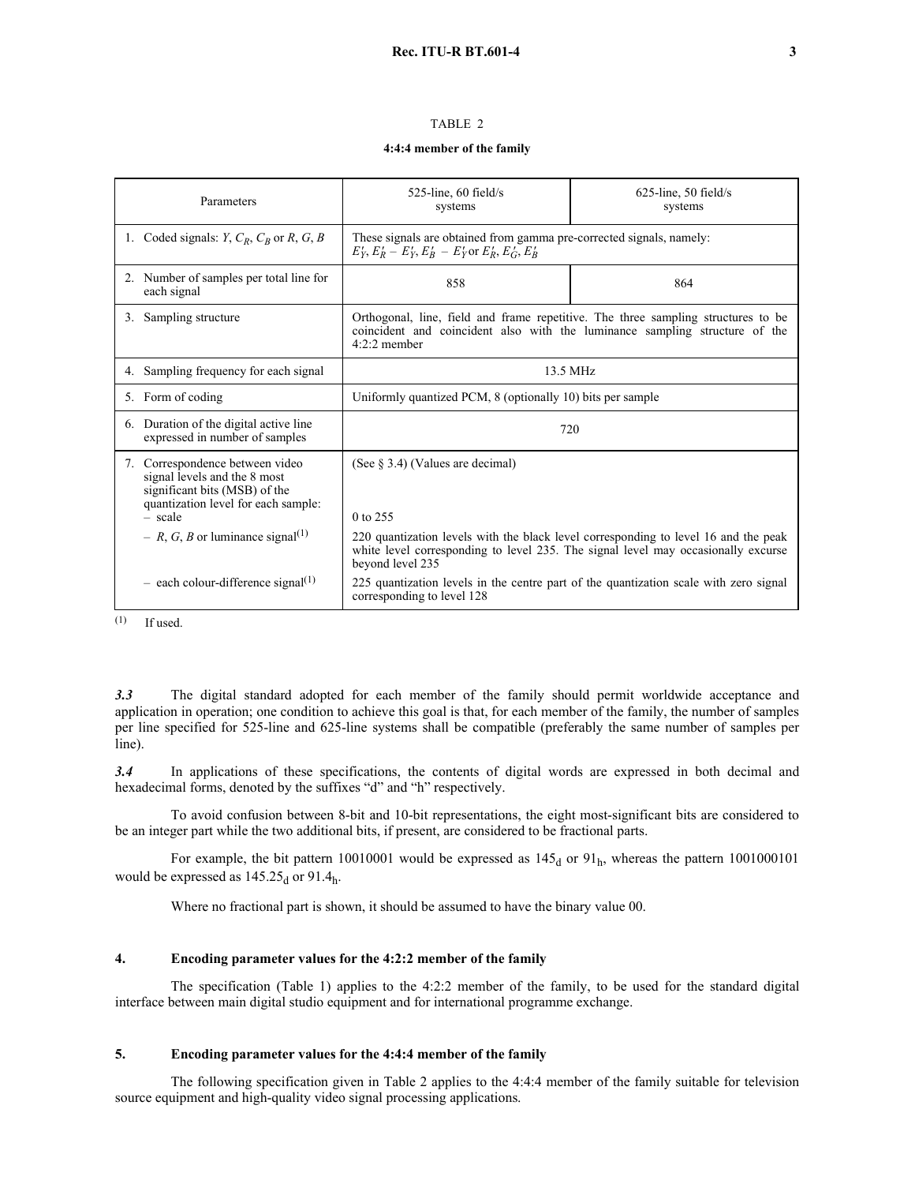TABLE 2

**4:4:4 member of the family**

| Parameters | 525-line, 60 field/s systems | 625-line, 50 field/s systems |
|---|---|---|
| 1. Coded signals: $Y$, $C_R$, $C_B$ or $R$, $G$, $B$ | These signals are obtained from gamma pre-corrected signals, namely: $E'_Y, E'_R - E'_Y, E'_B - E'_Y$ or $E'_R, E'_G, E'_B$ | |
| 2. Number of samples per total line for each signal | 858 | 864 |
| 3. Sampling structure | Orthogonal, line, field and frame repetitive. The three sampling structures to be coincident and coincident also with the luminance sampling structure of the 4:2:2 member | |
| 4. Sampling frequency for each signal | 13.5 MHz | |
| 5. Form of coding | Uniformly quantized PCM, 8 (optionally 10) bits per sample | |
| 6. Duration of the digital active line expressed in number of samples | 720 | |
| 7. Correspondence between video signal levels and the 8 most significant bits (MSB) of the quantization level for each sample: – scale | (See § 3.4) (Values are decimal) 0 to 255 | |
| – $R$, $G$, $B$ or luminance signal(1) | 220 quantization levels with the black level corresponding to level 16 and the peak white level corresponding to level 235. The signal level may occasionally excurse beyond level 235 | |
| – each colour-difference signal(1) | 225 quantization levels in the centre part of the quantization scale with zero signal corresponding to level 128 | |

(1) If used.

***3.3*** The digital standard adopted for each member of the family should permit worldwide acceptance and application in operation; one condition to achieve this goal is that, for each member of the family, the number of samples per line specified for 525-line and 625-line systems shall be compatible (preferably the same number of samples per line).

***3.4*** In applications of these specifications, the contents of digital words are expressed in both decimal and hexadecimal forms, denoted by the suffixes "d" and "h" respectively.

To avoid confusion between 8-bit and 10-bit representations, the eight most-significant bits are considered to be an integer part while the two additional bits, if present, are considered to be fractional parts.

For example, the bit pattern 10010001 would be expressed as $145_d$ or $91_h$, whereas the pattern 1001000101 would be expressed as $145.25_d$ or $91.4_h$.

Where no fractional part is shown, it should be assumed to have the binary value 00.

## 4. Encoding parameter values for the 4:2:2 member of the family

The specification (Table 1) applies to the 4:2:2 member of the family, to be used for the standard digital interface between main digital studio equipment and for international programme exchange.

## 5. Encoding parameter values for the 4:4:4 member of the family

The following specification given in Table 2 applies to the 4:4:4 member of the family suitable for television source equipment and high-quality video signal processing applications.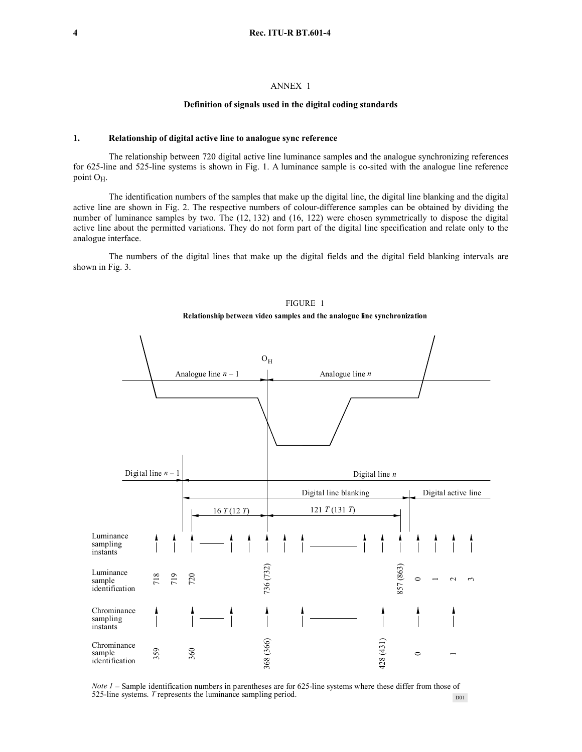# ANNEX 1

## Definition of signals used in the digital coding standards

### 1. Relationship of digital active line to analogue sync reference

The relationship between 720 digital active line luminance samples and the analogue synchronizing references for 625-line and 525-line systems is shown in Fig. 1. A luminance sample is co-sited with the analogue line reference point $O_H$.

The identification numbers of the samples that make up the digital line, the digital line blanking and the digital active line are shown in Fig. 2. The respective numbers of colour-difference samples can be obtained by dividing the number of luminance samples by two. The (12, 132) and (16, 122) were chosen symmetrically to dispose the digital active line about the permitted variations. They do not form part of the digital line specification and relate only to the analogue interface.

The numbers of the digital lines that make up the digital fields and the digital field blanking intervals are shown in Fig. 3.

FIGURE 1

**Relationship between video samples and the analogue line synchronization**

$O_H$

Analogue line $n$ – 1 | Analogue line $n$

Digital line $n$ – 1 | Digital line $n$

Digital line blanking | Digital active line

16 $T$ (12 $T$) | 121 $T$ (131 $T$)

Luminance sampling instants

Luminance sample identification: 718, 719, 720, 736 (732), 857 (863), 0, 1, 2, 3

Chrominance sampling instants

Chrominance sample identification: 359, 360, 368 (366), 428 (431), 0, 1

*Note 1* – Sample identification numbers in parentheses are for 625-line systems where these differ from those of 525-line systems. $T$ represents the luminance sampling period.

D01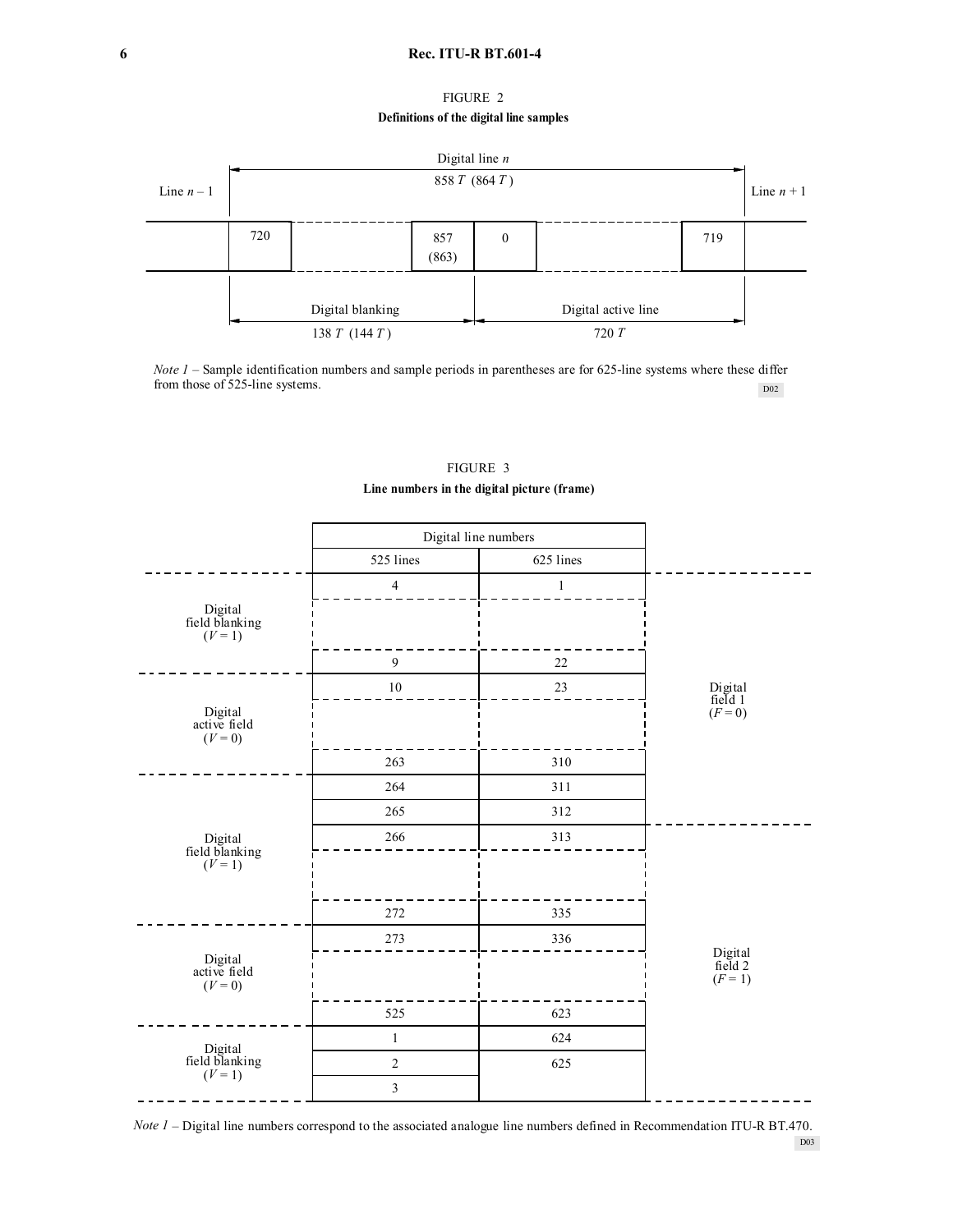FIGURE 2

**Definitions of the digital line samples**

Digital line $n$: 858 $T$ (864 $T$)

Line $n$ – 1 | Line $n$ + 1

| 720 | … | 857 (863) | 0 | … | 719 |
|---|---|---|---|---|---|

Digital blanking: 138 $T$ (144 $T$)

Digital active line: 720 $T$

*Note 1* – Sample identification numbers and sample periods in parentheses are for 625-line systems where these differ from those of 525-line systems.

D02

FIGURE 3

**Line numbers in the digital picture (frame)**

| | Digital line numbers | | |
|---|---|---|---|
| | 525 lines | 625 lines | |
| Digital field blanking ($V$ = 1) | 4 | 1 | Digital field 1 ($F$ = 0) |
| | 9 | 22 | |
| Digital active field ($V$ = 0) | 10 | 23 | |
| | 263 | 310 | |
| Digital field blanking ($V$ = 1) | 264 | 311 | |
| | 265 | 312 | |
| | 266 | 313 | Digital field 2 ($F$ = 1) |
| | 272 | 335 | |
| Digital active field ($V$ = 0) | 273 | 336 | |
| | 525 | 623 | |
| Digital field blanking ($V$ = 1) | 1 | 624 | |
| | 2 | 625 | |
| | 3 | | |

*Note 1* – Digital line numbers correspond to the associated analogue line numbers defined in Recommendation ITU-R BT.470.

D03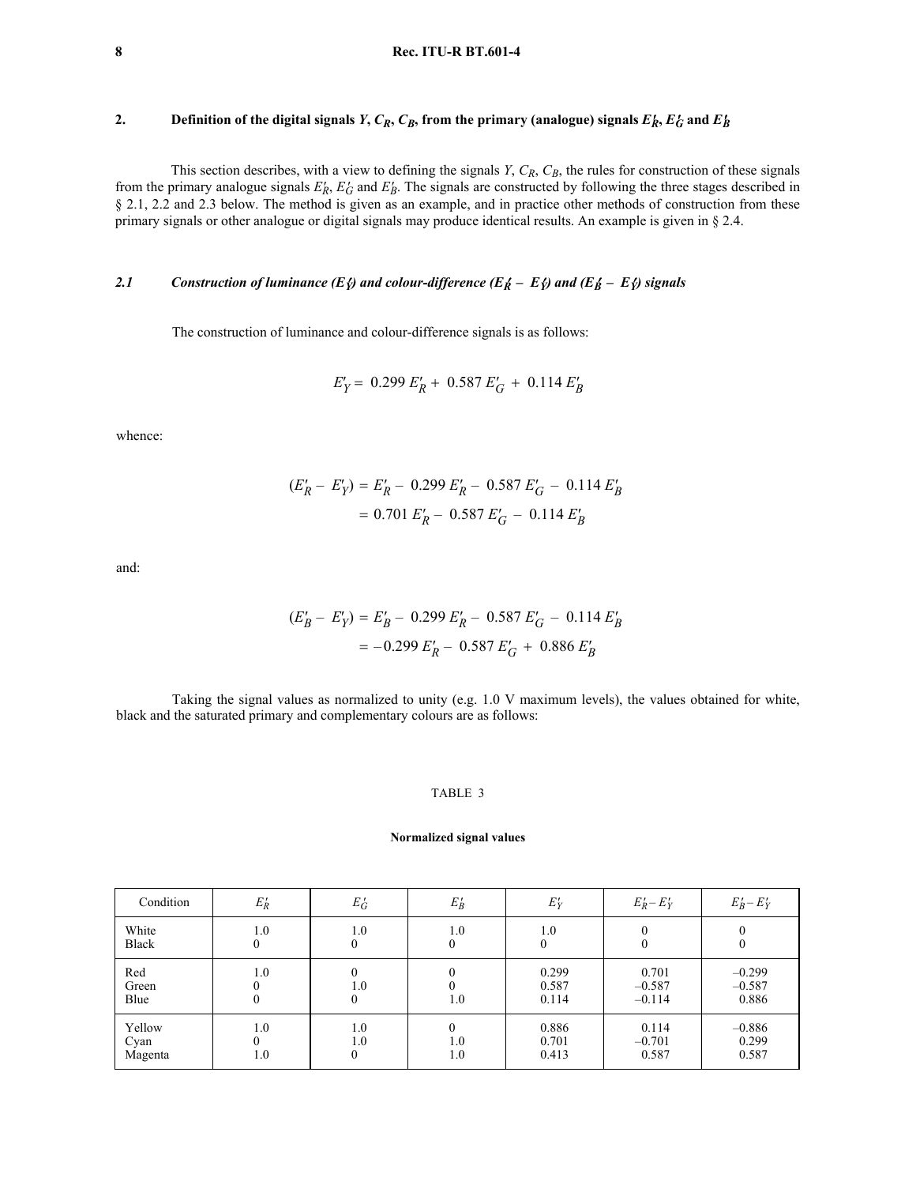## 2. Definition of the digital signals $Y$, $C_R$, $C_B$, from the primary (analogue) signals $E'_R$, $E'_G$ and $E'_B$

This section describes, with a view to defining the signals $Y$, $C_R$, $C_B$, the rules for construction of these signals from the primary analogue signals $E'_R$, $E'_G$ and $E'_B$. The signals are constructed by following the three stages described in § 2.1, 2.2 and 2.3 below. The method is given as an example, and in practice other methods of construction from these primary signals or other analogue or digital signals may produce identical results. An example is given in § 2.4.

### *2.1 Construction of luminance ($E'_Y$) and colour-difference ($E'_R - E'_Y$) and ($E'_B - E'_Y$) signals*

The construction of luminance and colour-difference signals is as follows:

$$E'_Y = 0.299\, E'_R + 0.587\, E'_G + 0.114\, E'_B$$

whence:

$$\begin{aligned}(E'_R - E'_Y) &= E'_R - 0.299\, E'_R - 0.587\, E'_G - 0.114\, E'_B \\ &= 0.701\, E'_R - 0.587\, E'_G - 0.114\, E'_B\end{aligned}$$

and:

$$\begin{aligned}(E'_B - E'_Y) &= E'_B - 0.299\, E'_R - 0.587\, E'_G - 0.114\, E'_B \\ &= -0.299\, E'_R - 0.587\, E'_G + 0.886\, E'_B\end{aligned}$$

Taking the signal values as normalized to unity (e.g. 1.0 V maximum levels), the values obtained for white, black and the saturated primary and complementary colours are as follows:

TABLE 3

**Normalized signal values**

| Condition | $E'_R$ | $E'_G$ | $E'_B$ | $E'_Y$ | $E'_R - E'_Y$ | $E'_B - E'_Y$ |
|---|---|---|---|---|---|---|
| White | 1.0 | 1.0 | 1.0 | 1.0 | 0 | 0 |
| Black | 0 | 0 | 0 | 0 | 0 | 0 |
| Red | 1.0 | 0 | 0 | 0.299 | 0.701 | –0.299 |
| Green | 0 | 1.0 | 0 | 0.587 | –0.587 | –0.587 |
| Blue | 0 | 0 | 1.0 | 0.114 | –0.114 | 0.886 |
| Yellow | 1.0 | 1.0 | 0 | 0.886 | 0.114 | –0.886 |
| Cyan | 0 | 1.0 | 1.0 | 0.701 | –0.701 | 0.299 |
| Magenta | 1.0 | 0 | 1.0 | 0.413 | 0.587 | 0.587 |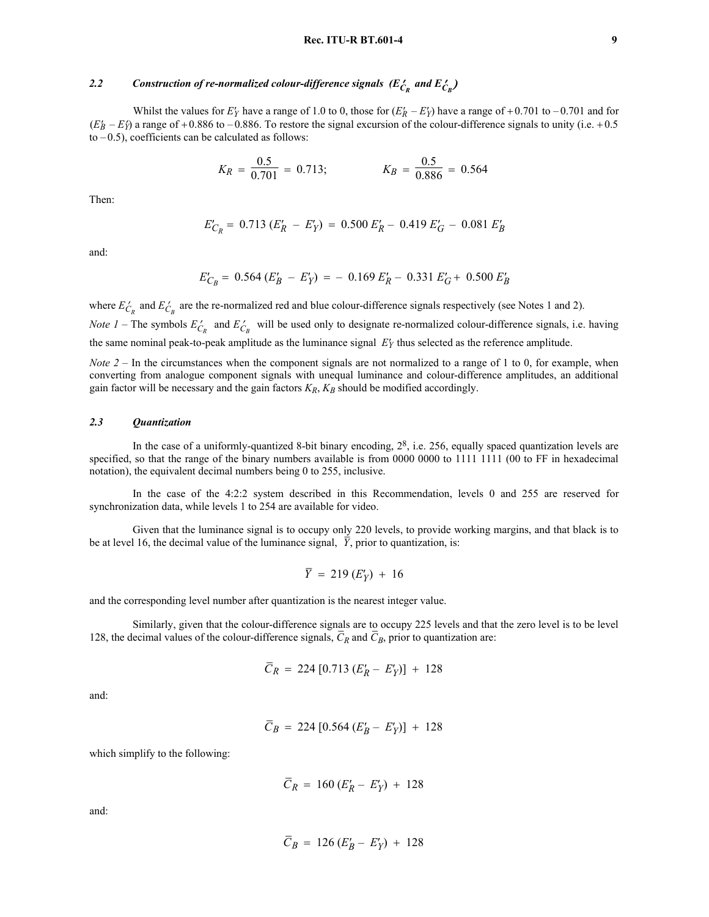### 2.2 *Construction of re-normalized colour-difference signals ($E'_{C_R}$ and $E'_{C_B}$)*

Whilst the values for $E'_Y$ have a range of 1.0 to 0, those for $(E'_R - E'_Y)$ have a range of +0.701 to –0.701 and for $(E'_B - E'_Y)$ a range of +0.886 to –0.886. To restore the signal excursion of the colour-difference signals to unity (i.e. +0.5 to –0.5), coefficients can be calculated as follows:

$$K_R = \frac{0.5}{0.701} = 0.713; \qquad K_B = \frac{0.5}{0.886} = 0.564$$

Then:

$$E'_{C_R} = 0.713\,(E'_R - E'_Y) = 0.500\,E'_R - 0.419\,E'_G - 0.081\,E'_B$$

and:

$$E'_{C_B} = 0.564\,(E'_B - E'_Y) = -\,0.169\,E'_R - 0.331\,E'_G + 0.500\,E'_B$$

where $E'_{C_R}$ and $E'_{C_B}$ are the re-normalized red and blue colour-difference signals respectively (see Notes 1 and 2).

*Note 1* – The symbols $E'_{C_R}$ and $E'_{C_B}$ will be used only to designate re-normalized colour-difference signals, i.e. having the same nominal peak-to-peak amplitude as the luminance signal $E'_Y$ thus selected as the reference amplitude.

*Note 2* – In the circumstances when the component signals are not normalized to a range of 1 to 0, for example, when converting from analogue component signals with unequal luminance and colour-difference amplitudes, an additional gain factor will be necessary and the gain factors $K_R$, $K_B$ should be modified accordingly.

### 2.3 *Quantization*

In the case of a uniformly-quantized 8-bit binary encoding, $2^8$, i.e. 256, equally spaced quantization levels are specified, so that the range of the binary numbers available is from 0000 0000 to 1111 1111 (00 to FF in hexadecimal notation), the equivalent decimal numbers being 0 to 255, inclusive.

In the case of the 4:2:2 system described in this Recommendation, levels 0 and 255 are reserved for synchronization data, while levels 1 to 254 are available for video.

Given that the luminance signal is to occupy only 220 levels, to provide working margins, and that black is to be at level 16, the decimal value of the luminance signal, $\bar{Y}$, prior to quantization, is:

$$\bar{Y} = 219\,(E'_Y) + 16$$

and the corresponding level number after quantization is the nearest integer value.

Similarly, given that the colour-difference signals are to occupy 225 levels and that the zero level is to be level 128, the decimal values of the colour-difference signals, $\bar{C}_R$ and $\bar{C}_B$, prior to quantization are:

$$\bar{C}_R = 224\,[0.713\,(E'_R - E'_Y)] + 128$$

and:

$$\bar{C}_B = 224\,[0.564\,(E'_B - E'_Y)] + 128$$

which simplify to the following:

$$\bar{C}_R = 160\,(E'_R - E'_Y) + 128$$

and:

$$\bar{C}_B = 126\,(E'_B - E'_Y) + 128$$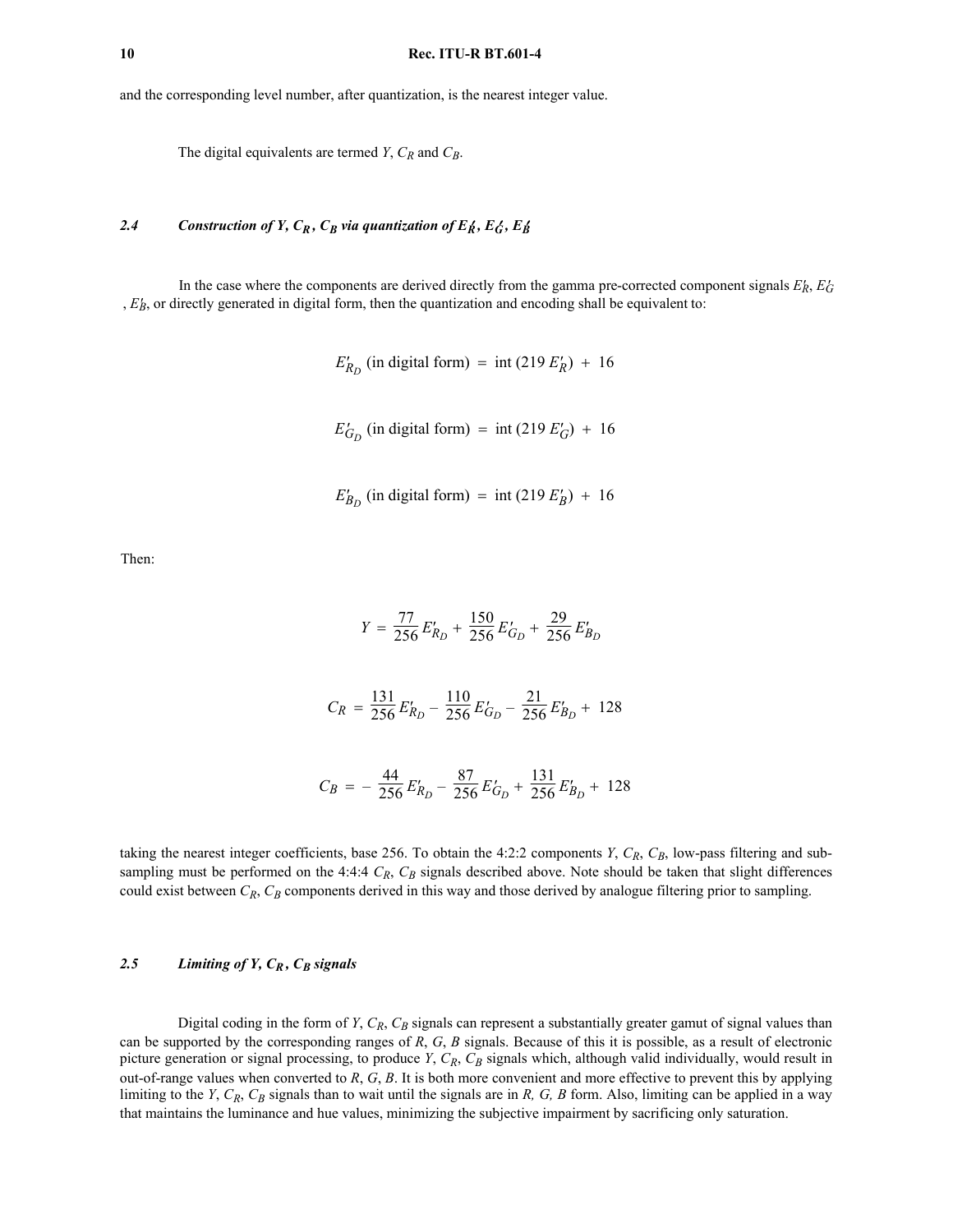and the corresponding level number, after quantization, is the nearest integer value.

The digital equivalents are termed $Y$, $C_R$ and $C_B$.

### *2.4 Construction of Y, $C_R$, $C_B$ via quantization of $E'_R$, $E'_G$, $E'_B$*

In the case where the components are derived directly from the gamma pre-corrected component signals $E'_R$, $E'_G$, $E'_B$, or directly generated in digital form, then the quantization and encoding shall be equivalent to:

$$E'_{R_D} \text{ (in digital form) } = \text{ int } (219\, E'_R) + 16$$

$$E'_{G_D} \text{ (in digital form) } = \text{ int } (219\, E'_G) + 16$$

$$E'_{B_D} \text{ (in digital form) } = \text{ int } (219\, E'_B) + 16$$

Then:

$$Y = \frac{77}{256} E'_{R_D} + \frac{150}{256} E'_{G_D} + \frac{29}{256} E'_{B_D}$$

$$C_R = \frac{131}{256} E'_{R_D} - \frac{110}{256} E'_{G_D} - \frac{21}{256} E'_{B_D} + 128$$

$$C_B = -\frac{44}{256} E'_{R_D} - \frac{87}{256} E'_{G_D} + \frac{131}{256} E'_{B_D} + 128$$

taking the nearest integer coefficients, base 256. To obtain the 4:2:2 components $Y$, $C_R$, $C_B$, low-pass filtering and sub-sampling must be performed on the 4:4:4 $C_R$, $C_B$ signals described above. Note should be taken that slight differences could exist between $C_R$, $C_B$ components derived in this way and those derived by analogue filtering prior to sampling.

### *2.5 Limiting of Y, $C_R$, $C_B$ signals*

Digital coding in the form of $Y$, $C_R$, $C_B$ signals can represent a substantially greater gamut of signal values than can be supported by the corresponding ranges of $R$, $G$, $B$ signals. Because of this it is possible, as a result of electronic picture generation or signal processing, to produce $Y$, $C_R$, $C_B$ signals which, although valid individually, would result in out-of-range values when converted to $R$, $G$, $B$. It is both more convenient and more effective to prevent this by applying limiting to the $Y$, $C_R$, $C_B$ signals than to wait until the signals are in $R$, $G$, $B$ form. Also, limiting can be applied in a way that maintains the luminance and hue values, minimizing the subjective impairment by sacrificing only saturation.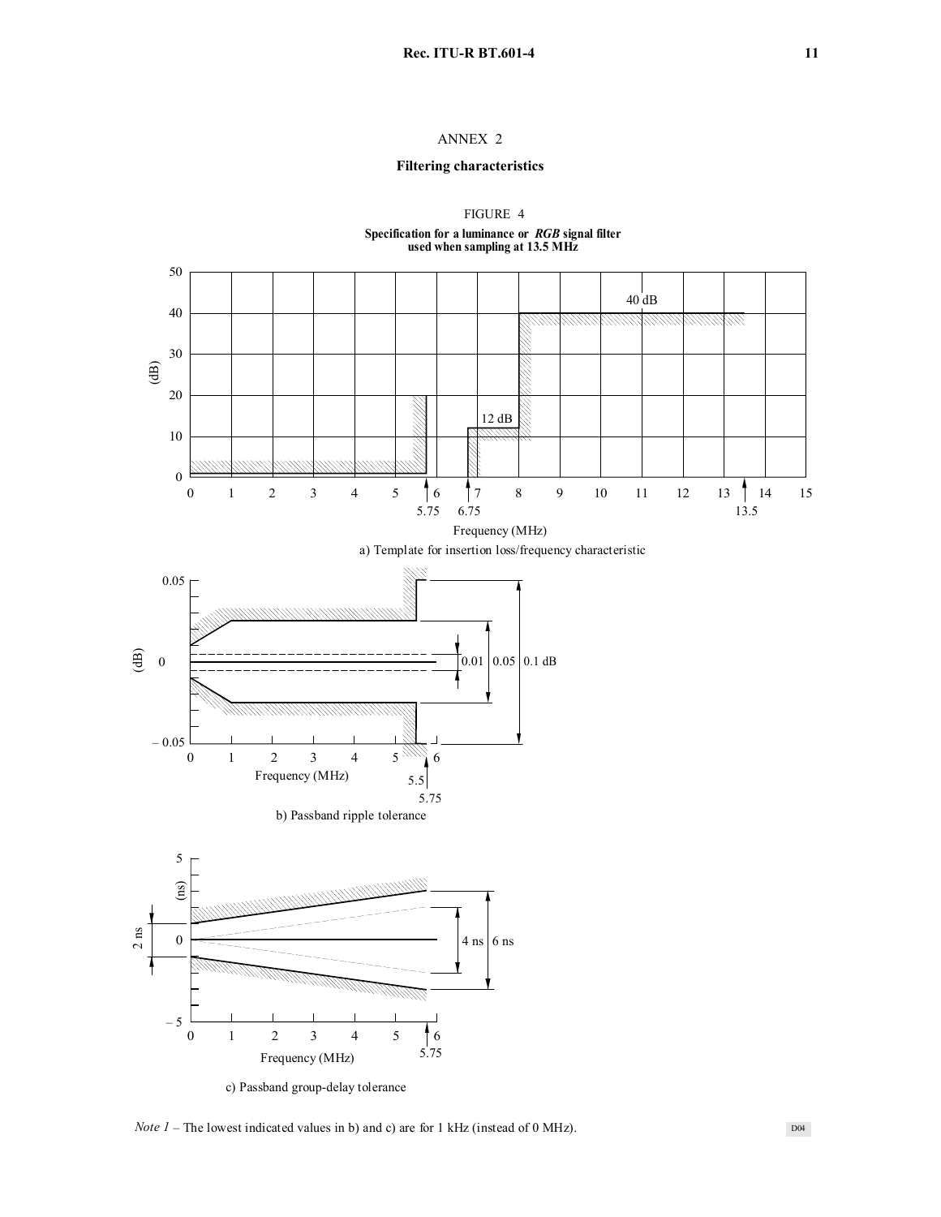# ANNEX 2

## Filtering characteristics

FIGURE 4

**Specification for a luminance or *RGB* signal filter used when sampling at 13.5 MHz**

a) Template for insertion loss/frequency characteristic

b) Passband ripple tolerance

c) Passband group-delay tolerance

*Note 1* – The lowest indicated values in b) and c) are for 1 kHz (instead of 0 MHz).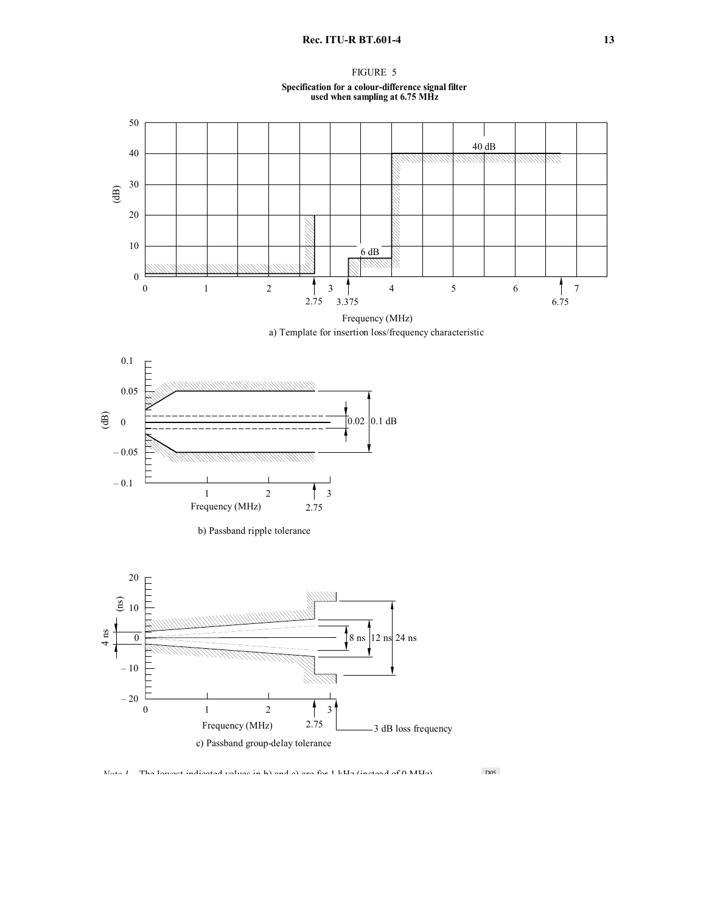FIGURE 5

**Specification for a colour-difference signal filter used when sampling at 6.75 MHz**

a) Template for insertion loss/frequency characteristic

b) Passband ripple tolerance

c) Passband group-delay tolerance

*Note 1* – The lowest indicated values in b) and c) are for 1 kHz (instead of 0 MHz).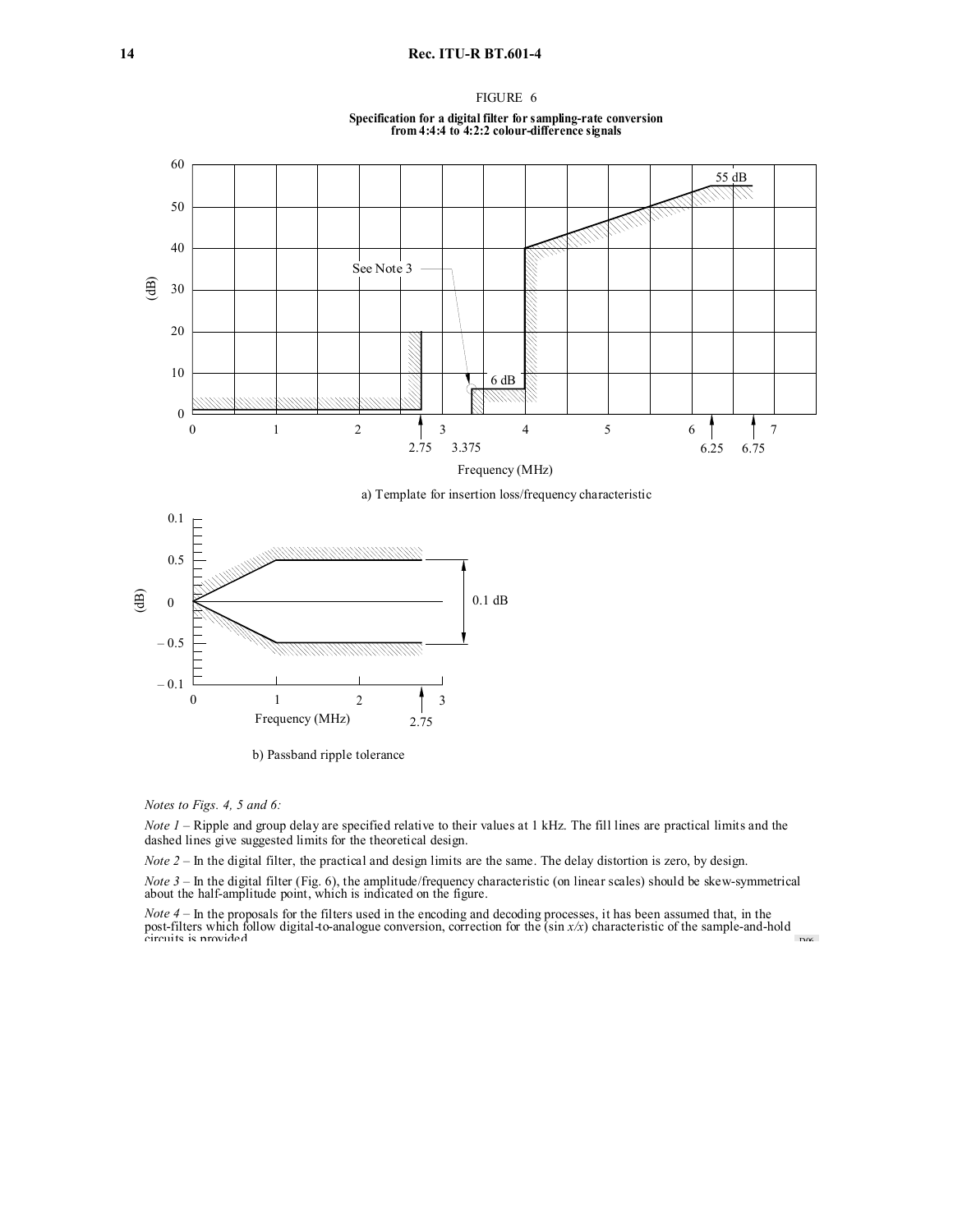FIGURE 6

**Specification for a digital filter for sampling-rate conversion from 4:4:4 to 4:2:2 colour-difference signals**

a) Template for insertion loss/frequency characteristic

b) Passband ripple tolerance

*Notes to Figs. 4, 5 and 6:*

*Note 1* – Ripple and group delay are specified relative to their values at 1 kHz. The fill lines are practical limits and the dashed lines give suggested limits for the theoretical design.

*Note 2* – In the digital filter, the practical and design limits are the same. The delay distortion is zero, by design.

*Note 3* – In the digital filter (Fig. 6), the amplitude/frequency characteristic (on linear scales) should be skew-symmetrical about the half-amplitude point, which is indicated on the figure.

*Note 4* – In the proposals for the filters used in the encoding and decoding processes, it has been assumed that, in the post-filters which follow digital-to-analogue conversion, correction for the (sin $x/x$) characteristic of the sample-and-hold circuits is provided.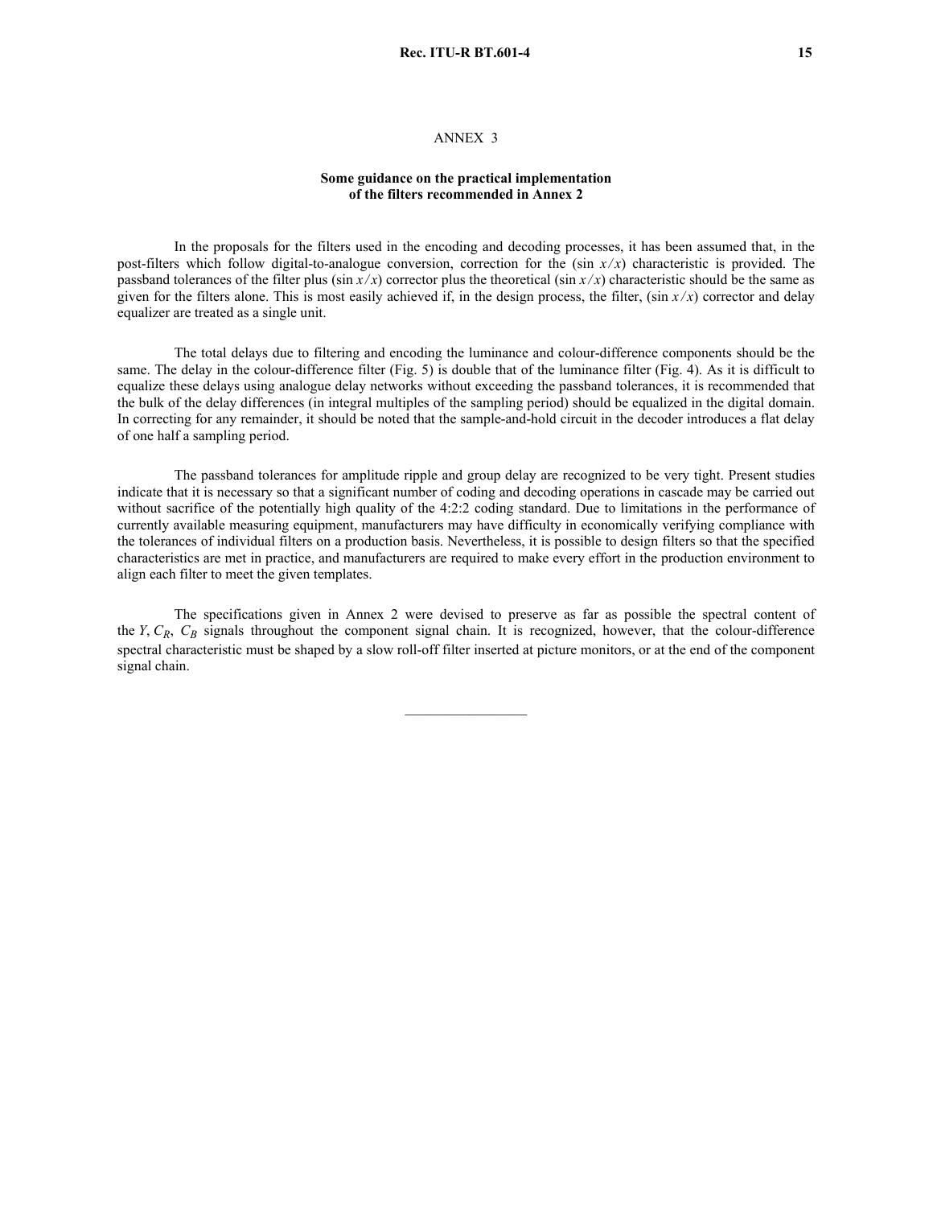## ANNEX 3

### Some guidance on the practical implementation of the filters recommended in Annex 2

In the proposals for the filters used in the encoding and decoding processes, it has been assumed that, in the post-filters which follow digital-to-analogue conversion, correction for the $(\sin x/x)$ characteristic is provided. The passband tolerances of the filter plus $(\sin x/x)$ corrector plus the theoretical $(\sin x/x)$ characteristic should be the same as given for the filters alone. This is most easily achieved if, in the design process, the filter, $(\sin x/x)$ corrector and delay equalizer are treated as a single unit.

The total delays due to filtering and encoding the luminance and colour-difference components should be the same. The delay in the colour-difference filter (Fig. 5) is double that of the luminance filter (Fig. 4). As it is difficult to equalize these delays using analogue delay networks without exceeding the passband tolerances, it is recommended that the bulk of the delay differences (in integral multiples of the sampling period) should be equalized in the digital domain. In correcting for any remainder, it should be noted that the sample-and-hold circuit in the decoder introduces a flat delay of one half a sampling period.

The passband tolerances for amplitude ripple and group delay are recognized to be very tight. Present studies indicate that it is necessary so that a significant number of coding and decoding operations in cascade may be carried out without sacrifice of the potentially high quality of the 4:2:2 coding standard. Due to limitations in the performance of currently available measuring equipment, manufacturers may have difficulty in economically verifying compliance with the tolerances of individual filters on a production basis. Nevertheless, it is possible to design filters so that the specified characteristics are met in practice, and manufacturers are required to make every effort in the production environment to align each filter to meet the given templates.

The specifications given in Annex 2 were devised to preserve as far as possible the spectral content of the $Y$, $C_R$, $C_B$ signals throughout the component signal chain. It is recognized, however, that the colour-difference spectral characteristic must be shaped by a slow roll-off filter inserted at picture monitors, or at the end of the component signal chain.